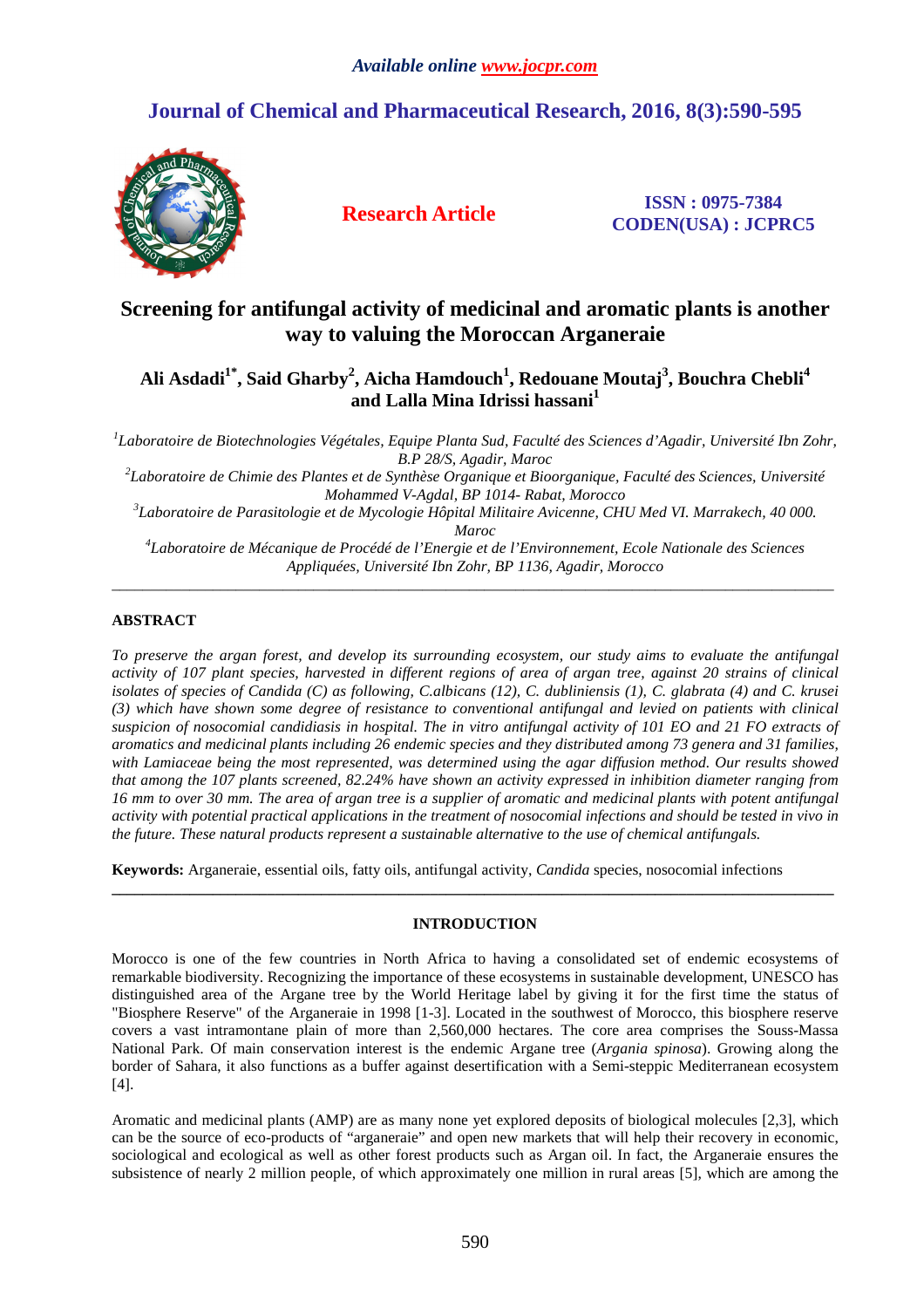# Screening for antifungal activity of medicinal and aromatic plants is another way to valuing the Moroccan Arganeraie

**Ali Asdadi[1*], Said Gharby[2], Aicha Hamdouch[1], Redouane Moutaj[3], Bouchra Chebli[4] and Lalla Mina Idrissi hassani[1]**

*[1]Laboratoire de Biotechnologies Végétales, Equipe Planta Sud, Faculté des Sciences d'Agadir, Université Ibn Zohr, B.P 28/S, Agadir, Maroc*

*[2]Laboratoire de Chimie des Plantes et de Synthèse Organique et Bioorganique, Faculté des Sciences, Université Mohammed V-Agdal, BP 1014- Rabat, Morocco*

*[3]Laboratoire de Parasitologie et de Mycologie Hôpital Militaire Avicenne, CHU Med VI. Marrakech, 40 000. Maroc*

*[4]Laboratoire de Mécanique de Procédé de l'Energie et de l'Environnement, Ecole Nationale des Sciences Appliquées, Université Ibn Zohr, BP 1136, Agadir, Morocco*

---

## ABSTRACT

*To preserve the argan forest, and develop its surrounding ecosystem, our study aims to evaluate the antifungal activity of 107 plant species, harvested in different regions of area of argan tree, against 20 strains of clinical isolates of species of Candida (C) as following, C.albicans (12), C. dubliniensis (1), C. glabrata (4) and C. krusei (3) which have shown some degree of resistance to conventional antifungal and levied on patients with clinical suspicion of nosocomial candidiasis in hospital. The in vitro antifungal activity of 101 EO and 21 FO extracts of aromatics and medicinal plants including 26 endemic species and they distributed among 73 genera and 31 families, with Lamiaceae being the most represented, was determined using the agar diffusion method. Our results showed that among the 107 plants screened, 82.24% have shown an activity expressed in inhibition diameter ranging from 16 mm to over 30 mm. The area of argan tree is a supplier of aromatic and medicinal plants with potent antifungal activity with potential practical applications in the treatment of nosocomial infections and should be tested in vivo in the future. These natural products represent a sustainable alternative to the use of chemical antifungals.*

**Keywords:** Arganeraie, essential oils, fatty oils, antifungal activity, *Candida* species, nosocomial infections

---

## INTRODUCTION

Morocco is one of the few countries in North Africa to having a consolidated set of endemic ecosystems of remarkable biodiversity. Recognizing the importance of these ecosystems in sustainable development, UNESCO has distinguished area of the Argane tree by the World Heritage label by giving it for the first time the status of "Biosphere Reserve" of the Arganeraie in 1998 [1-3]. Located in the southwest of Morocco, this biosphere reserve covers a vast intramontane plain of more than 2,560,000 hectares. The core area comprises the Souss-Massa National Park. Of main conservation interest is the endemic Argane tree (*Argania spinosa*). Growing along the border of Sahara, it also functions as a buffer against desertification with a Semi-steppic Mediterranean ecosystem [4].

Aromatic and medicinal plants (AMP) are as many none yet explored deposits of biological molecules [2,3], which can be the source of eco-products of "arganeraie" and open new markets that will help their recovery in economic, sociological and ecological as well as other forest products such as Argan oil. In fact, the Arganeraie ensures the subsistence of nearly 2 million people, of which approximately one million in rural areas [5], which are among the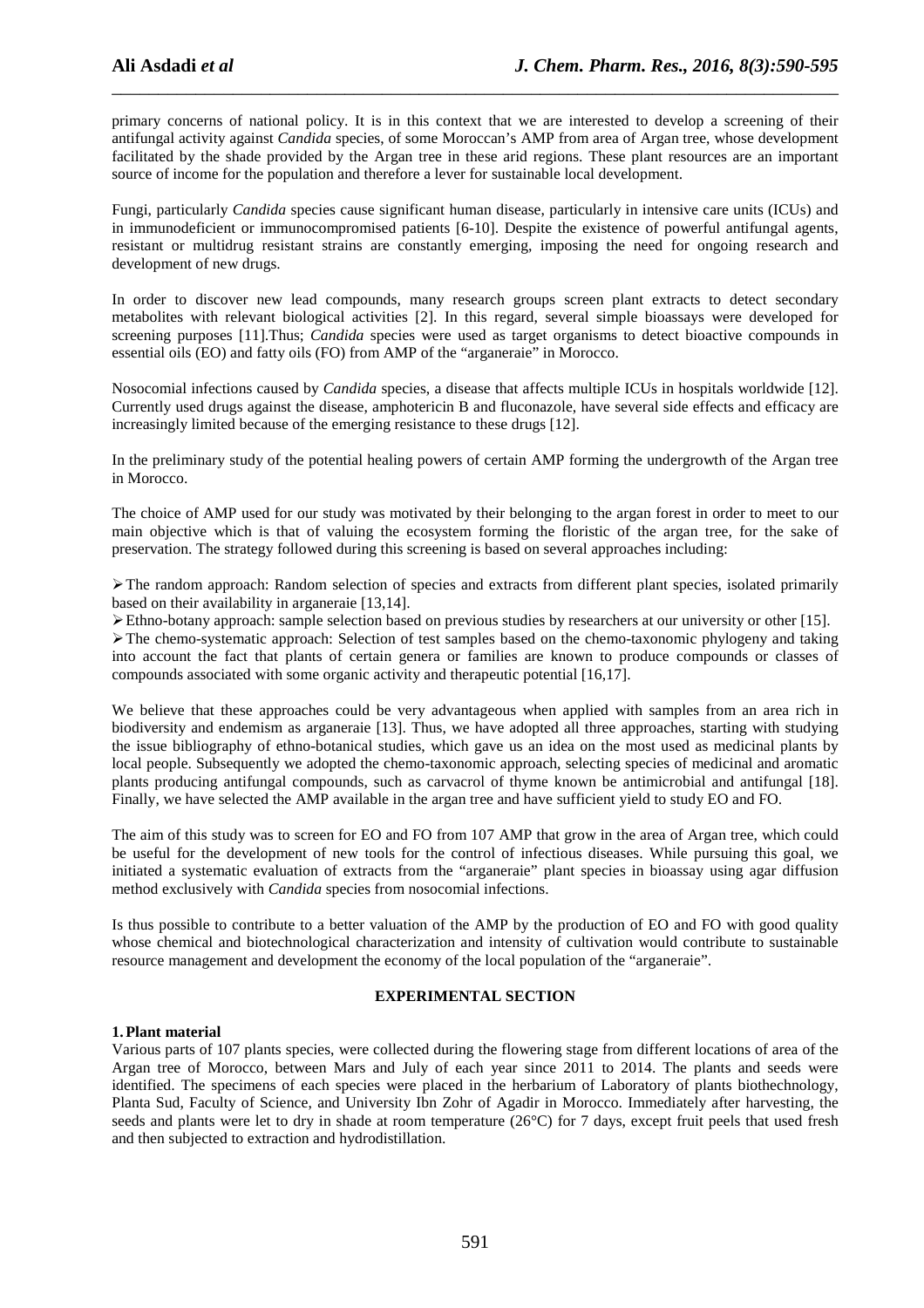primary concerns of national policy. It is in this context that we are interested to develop a screening of their antifungal activity against *Candida* species, of some Moroccan's AMP from area of Argan tree, whose development facilitated by the shade provided by the Argan tree in these arid regions. These plant resources are an important source of income for the population and therefore a lever for sustainable local development.

Fungi, particularly *Candida* species cause significant human disease, particularly in intensive care units (ICUs) and in immunodeficient or immunocompromised patients [6-10]. Despite the existence of powerful antifungal agents, resistant or multidrug resistant strains are constantly emerging, imposing the need for ongoing research and development of new drugs.

In order to discover new lead compounds, many research groups screen plant extracts to detect secondary metabolites with relevant biological activities [2]. In this regard, several simple bioassays were developed for screening purposes [11].Thus; *Candida* species were used as target organisms to detect bioactive compounds in essential oils (EO) and fatty oils (FO) from AMP of the "arganeraie" in Morocco.

Nosocomial infections caused by *Candida* species, a disease that affects multiple ICUs in hospitals worldwide [12]. Currently used drugs against the disease, amphotericin B and fluconazole, have several side effects and efficacy are increasingly limited because of the emerging resistance to these drugs [12].

In the preliminary study of the potential healing powers of certain AMP forming the undergrowth of the Argan tree in Morocco.

The choice of AMP used for our study was motivated by their belonging to the argan forest in order to meet to our main objective which is that of valuing the ecosystem forming the floristic of the argan tree, for the sake of preservation. The strategy followed during this screening is based on several approaches including:

- The random approach: Random selection of species and extracts from different plant species, isolated primarily based on their availability in arganeraie [13,14].
- Ethno-botany approach: sample selection based on previous studies by researchers at our university or other [15].
- The chemo-systematic approach: Selection of test samples based on the chemo-taxonomic phylogeny and taking into account the fact that plants of certain genera or families are known to produce compounds or classes of compounds associated with some organic activity and therapeutic potential [16,17].

We believe that these approaches could be very advantageous when applied with samples from an area rich in biodiversity and endemism as arganeraie [13]. Thus, we have adopted all three approaches, starting with studying the issue bibliography of ethno-botanical studies, which gave us an idea on the most used as medicinal plants by local people. Subsequently we adopted the chemo-taxonomic approach, selecting species of medicinal and aromatic plants producing antifungal compounds, such as carvacrol of thyme known be antimicrobial and antifungal [18]. Finally, we have selected the AMP available in the argan tree and have sufficient yield to study EO and FO.

The aim of this study was to screen for EO and FO from 107 AMP that grow in the area of Argan tree, which could be useful for the development of new tools for the control of infectious diseases. While pursuing this goal, we initiated a systematic evaluation of extracts from the "arganeraie" plant species in bioassay using agar diffusion method exclusively with *Candida* species from nosocomial infections.

Is thus possible to contribute to a better valuation of the AMP by the production of EO and FO with good quality whose chemical and biotechnological characterization and intensity of cultivation would contribute to sustainable resource management and development the economy of the local population of the "arganeraie".

## EXPERIMENTAL SECTION

### 1. Plant material

Various parts of 107 plants species, were collected during the flowering stage from different locations of area of the Argan tree of Morocco, between Mars and July of each year since 2011 to 2014. The plants and seeds were identified. The specimens of each species were placed in the herbarium of Laboratory of plants biothechnology, Planta Sud, Faculty of Science, and University Ibn Zohr of Agadir in Morocco. Immediately after harvesting, the seeds and plants were let to dry in shade at room temperature (26°C) for 7 days, except fruit peels that used fresh and then subjected to extraction and hydrodistillation.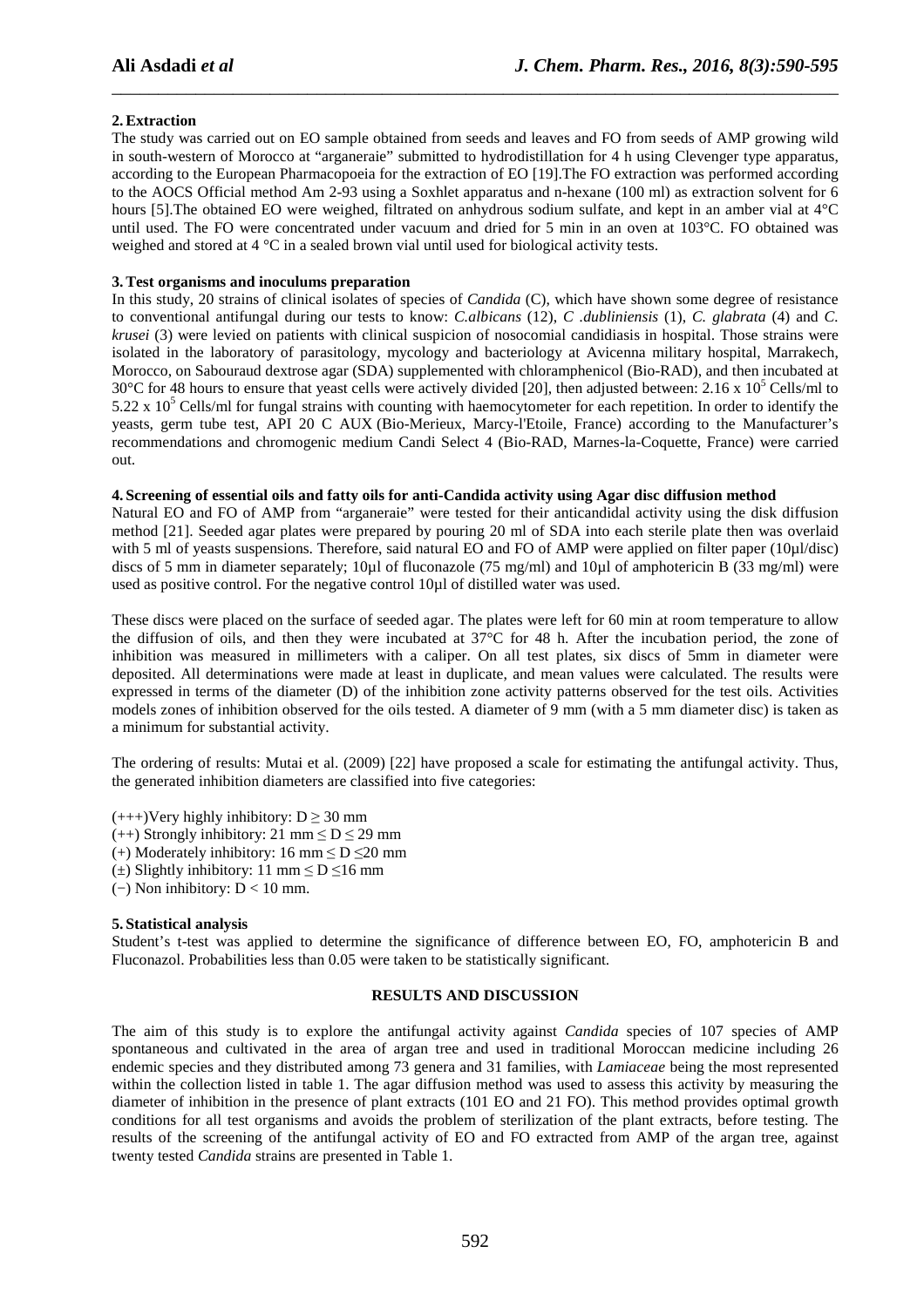### 2. Extraction

The study was carried out on EO sample obtained from seeds and leaves and FO from seeds of AMP growing wild in south-western of Morocco at "arganeraie" submitted to hydrodistillation for 4 h using Clevenger type apparatus, according to the European Pharmacopoeia for the extraction of EO [19].The FO extraction was performed according to the AOCS Official method Am 2-93 using a Soxhlet apparatus and n-hexane (100 ml) as extraction solvent for 6 hours [5].The obtained EO were weighed, filtrated on anhydrous sodium sulfate, and kept in an amber vial at 4°C until used. The FO were concentrated under vacuum and dried for 5 min in an oven at 103°C. FO obtained was weighed and stored at 4 °C in a sealed brown vial until used for biological activity tests.

### 3. Test organisms and inoculums preparation

In this study, 20 strains of clinical isolates of species of *Candida* (C), which have shown some degree of resistance to conventional antifungal during our tests to know: *C.albicans* (12), *C .dubliniensis* (1), *C. glabrata* (4) and *C. krusei* (3) were levied on patients with clinical suspicion of nosocomial candidiasis in hospital. Those strains were isolated in the laboratory of parasitology, mycology and bacteriology at Avicenna military hospital, Marrakech, Morocco, on Sabouraud dextrose agar (SDA) supplemented with chloramphenicol (Bio-RAD), and then incubated at 30°C for 48 hours to ensure that yeast cells were actively divided [20], then adjusted between: $2.16 \times 10^5$ Cells/ml to $5.22 \times 10^5$ Cells/ml for fungal strains with counting with haemocytometer for each repetition. In order to identify the yeasts, germ tube test, API 20 C AUX (Bio-Merieux, Marcy-l'Etoile, France) according to the Manufacturer's recommendations and chromogenic medium Candi Select 4 (Bio-RAD, Marnes-la-Coquette, France) were carried out.

### 4. Screening of essential oils and fatty oils for anti-Candida activity using Agar disc diffusion method

Natural EO and FO of AMP from "arganeraie" were tested for their anticandidal activity using the disk diffusion method [21]. Seeded agar plates were prepared by pouring 20 ml of SDA into each sterile plate then was overlaid with 5 ml of yeasts suspensions. Therefore, said natural EO and FO of AMP were applied on filter paper (10µl/disc) discs of 5 mm in diameter separately; 10µl of fluconazole (75 mg/ml) and 10µl of amphotericin B (33 mg/ml) were used as positive control. For the negative control 10µl of distilled water was used.

These discs were placed on the surface of seeded agar. The plates were left for 60 min at room temperature to allow the diffusion of oils, and then they were incubated at 37°C for 48 h. After the incubation period, the zone of inhibition was measured in millimeters with a caliper. On all test plates, six discs of 5mm in diameter were deposited. All determinations were made at least in duplicate, and mean values were calculated. The results were expressed in terms of the diameter (D) of the inhibition zone activity patterns observed for the test oils. Activities models zones of inhibition observed for the oils tested. A diameter of 9 mm (with a 5 mm diameter disc) is taken as a minimum for substantial activity.

The ordering of results: Mutai et al. (2009) [22] have proposed a scale for estimating the antifungal activity. Thus, the generated inhibition diameters are classified into five categories:

(+++)Very highly inhibitory: $D \geq 30$ mm
(++) Strongly inhibitory: 21 mm $\leq D \leq$ 29 mm
(+) Moderately inhibitory: 16 mm $\leq D \leq$20 mm
(±) Slightly inhibitory: 11 mm $\leq D \leq$16 mm
(−) Non inhibitory: $D < 10$ mm.

### 5. Statistical analysis

Student's t-test was applied to determine the significance of difference between EO, FO, amphotericin B and Fluconazol. Probabilities less than 0.05 were taken to be statistically significant.

## RESULTS AND DISCUSSION

The aim of this study is to explore the antifungal activity against *Candida* species of 107 species of AMP spontaneous and cultivated in the area of argan tree and used in traditional Moroccan medicine including 26 endemic species and they distributed among 73 genera and 31 families, with *Lamiaceae* being the most represented within the collection listed in table 1. The agar diffusion method was used to assess this activity by measuring the diameter of inhibition in the presence of plant extracts (101 EO and 21 FO). This method provides optimal growth conditions for all test organisms and avoids the problem of sterilization of the plant extracts, before testing. The results of the screening of the antifungal activity of EO and FO extracted from AMP of the argan tree, against twenty tested *Candida* strains are presented in Table 1.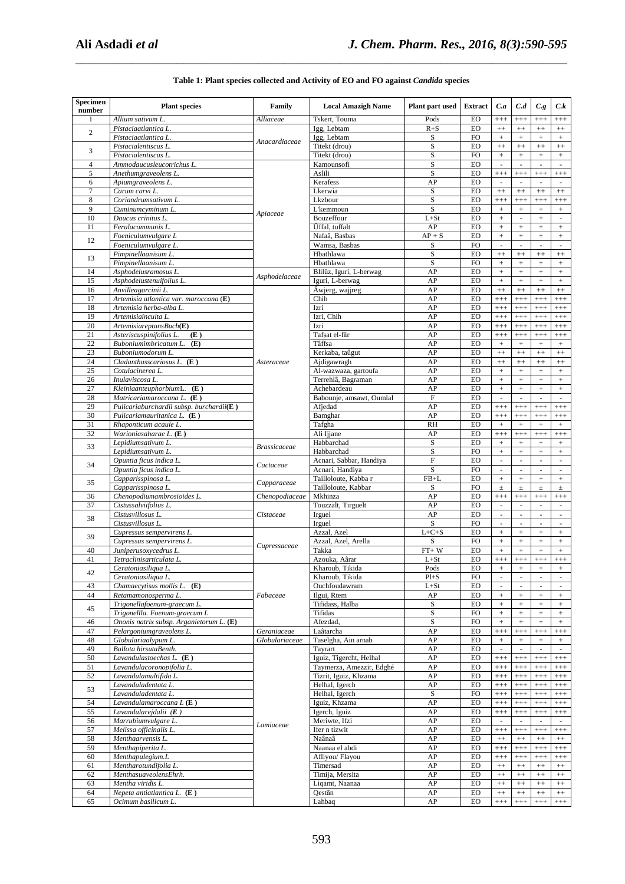**Table 1: Plant species collected and Activity of EO and FO against *Candida* species**

| Specimen number | Plant species | Family | Local Amazigh Name | Plant part used | Extract | *C.a* | *C.d* | *C.g* | *C.k* |
|---|---|---|---|---|---|---|---|---|---|
| 1 | *Allium sativum L.* | *Alliaceae* | Tskert, Touma | Pods | EO | +++ | +++ | +++ | +++ |
| 2 | *Pistaciaatlantica L.* | *Anacardiaceae* | Igg, Lebtam | R+S | EO | ++ | ++ | ++ | ++ |
| | *Pistaciaatlantica L.* | | Igg, Lebtam | S | FO | + | + | + | + |
| 3 | *Pistacialentiscus L.* | | Titekt (drou) | S | EO | ++ | ++ | ++ | ++ |
| | *Pistacialentiscus L.* | | Titekt (drou) | S | FO | + | + | + | + |
| 4 | *Ammodaucusleucotrichus L.* | *Apiaceae* | Kamounsofi | S | EO | - | - | - | - |
| 5 | *Anethumgraveolens L.* | | Aslili | S | EO | +++ | +++ | +++ | +++ |
| 6 | *Apiumgraveolens L.* | | Kerafess | AP | EO | - | - | - | - |
| 7 | *Carum carvi L.* | | Lkerwia | S | EO | ++ | ++ | ++ | ++ |
| 8 | *Coriandrumsativum L.* | | Lkzbour | S | EO | +++ | +++ | +++ | +++ |
| 9 | *Cuminumcyminum L.* | | L'kemmoun | S | EO | + | + | + | + |
| 10 | *Daucus crinitus L.* | | Bouzeffour | L+St | EO | + | - | + | - |
| 11 | *Ferulacommunis L.* | | Ûffal, tuffalt | AP | EO | + | + | + | + |
| 12 | *Foeniculumvulgare L* | | Nafaâ, Basbas | AP + S | EO | + | + | + | + |
| | *Foeniculumvulgare L.* | | Wamsa, Basbas | S | FO | - | - | - | - |
| 13 | *Pimpinellaanisum L.* | | Hbathlawa | S | EO | ++ | ++ | ++ | ++ |
| | *Pimpinellaanisum L.* | | Hbathlawa | S | FO | + | + | + | + |
| 14 | *Asphodelusramosus L.* | *Asphodelaceae* | Blilûz, Iguri, L-berwag | AP | EO | + | + | + | + |
| 15 | *Asphodelustenuifolius L.* | | Iguri, L-berwag | AP | EO | + | + | + | + |
| 16 | *Anvilleagarcinii L.* | *Asteraceae* | Âwjerg, wajjreg | AP | EO | ++ | ++ | ++ | ++ |
| 17 | *Artemisia atlantica var. maroccana* (**E**) | | Chih | AP | EO | +++ | +++ | +++ | +++ |
| 18 | *Artemisia herba-alba L.* | | Izri | AP | EO | +++ | +++ | +++ | +++ |
| 19 | *Artemisiainculta L.* | | Izri, Chih | AP | EO | +++ | +++ | +++ | +++ |
| 20 | *ArtemisiareptansBuch*(**E**) | | Izri | AP | EO | +++ | +++ | +++ | +++ |
| 21 | *Asteriscuspinifolius L.* (**E**) | | Tafṣat el-fâr | AP | EO | +++ | +++ | +++ | +++ |
| 22 | *Buboniumimbricatum L.* (**E**) | | Tâffsa | AP | EO | + | + | + | + |
| 23 | *Buboniumodorum L.* | | Kerkaba, taûgut | AP | EO | ++ | ++ | ++ | ++ |
| 24 | *Cladanthusscariosus L.* (**E**) | | Ajdigawragh | AP | EO | ++ | ++ | ++ | ++ |
| 25 | *Cotulacinerea L.* | | Al-wazwaza, gartoufa | AP | EO | + | + | + | + |
| 26 | *Inulaviscosa L.* | | Terrehlâ, Bagraman | AP | EO | + | + | + | + |
| 27 | *KleiniaanteuphorbiumL.* (**E**) | | Achebardeau | AP | EO | + | + | + | + |
| 28 | *Matricariamaroccana L.* (**E**) | | Babounje, amsawt, Oumlal | F | EO | - | - | - | - |
| 29 | *Pulicariaburchardii subsp. burchardii*(**E**) | | Afjedad | AP | EO | +++ | +++ | +++ | +++ |
| 30 | *Pulicariamauritanica L.* (**E**) | | Bamghar | AP | EO | +++ | +++ | +++ | +++ |
| 31 | *Rhaponticum acaule L.* | | Tafgha | RH | EO | + | + | + | + |
| 32 | *Warioniasaharae L.* (**E**) | | Ali Ijjane | AP | EO | +++ | +++ | +++ | +++ |
| 33 | *Lepidiumsativum L.* | *Brassicaceae* | Habbarchad | S | EO | + | + | + | + |
| | *Lepidiumsativum L.* | | Habbarchad | S | FO | + | + | + | + |
| 34 | *Opuntia ficus indica L.* | *Cactaceae* | Acnari, Sabbar, Handiya | F | EO | - | - | - | - |
| | *Opuntia ficus indica L.* | | Acnari, Handiya | S | FO | - | - | - | - |
| 35 | *Capparisspinosa L.* | *Capparaceae* | Tailloloute, Kabba r | FB+L | EO | + | + | + | + |
| | *Capparisspinosa L.* | | Tailloloute, Kabbar | S | FO | ± | ± | ± | ± |
| 36 | *Chenopodiumambrosioides L.* | *Chenopodiaceae* | Mkhinza | AP | EO | +++ | +++ | +++ | +++ |
| 37 | *Cistussalviifolius L.* | *Cistaceae* | Touzzalt, Tirguelt | AP | EO | - | - | - | - |
| 38 | *Cistusvillosus L.* | | Irguel | AP | EO | - | - | - | - |
| | *Cistusvillosus L.* | | Irguel | S | FO | - | - | - | - |
| 39 | *Cupressus sempervirens L.* | *Cupressaceae* | Azzal, Azel | L+C+S | EO | + | + | + | + |
| | *Cupressus sempervirens L.* | | Azzal, Azel, Arella | S | FO | + | + | + | + |
| 40 | *Juniperusoxycedrus L.* | | Takka | FT+ W | EO | + | + | + | + |
| 41 | *Tetraclinisarticulata L.* | | Azouka, Aârar | L+St | EO | +++ | +++ | +++ | +++ |
| 42 | *Ceratoniasiliqua L.* | *Fabaceae* | Kharoub, Tikida | Pods | EO | + | + | + | + |
| | *Ceratoniasiliqua L.* | | Kharoub, Tikida | Pl+S | FO | - | - | - | - |
| 43 | *Chamaecytisus mollis L.* (**E**) | | Ouchfoudawram | L+St | EO | - | - | - | - |
| 44 | *Retamamonosperma L.* | | Ilgui, Rtem | AP | EO | + | + | + | + |
| 45 | *Trigonellafoenum-graecum L.* | | Tifidass, Halba | S | EO | + | + | + | + |
| | *Trigonellla. Foenum-graecum L* | | Tifidas | S | FO | + | + | + | + |
| 46 | *Ononis natrix subsp. Arganietorum L.* (**E**) | | Afezdad, | S | FO | + | + | + | + |
| 47 | *Pelargoniumgraveolens L.* | *Geraniaceae* | Laâtarcha | AP | EO | +++ | +++ | +++ | +++ |
| 48 | *Globulariaalypum L.* | *Globulariaceae* | Taselgha, Ain arnab | AP | EO | + | + | + | + |
| 49 | *Ballota hirsutaBenth.* | *Lamiaceae* | Tayrart | AP | EO | - | - | - | - |
| 50 | *Lavandulastoechas L.* (**E**) | | Iguiz, Tigercht, Helhal | AP | EO | +++ | +++ | +++ | +++ |
| 51 | *Lavandulacoronopifolia L.* | | Taymerza, Amezzir, Edghé | AP | EO | +++ | +++ | +++ | +++ |
| 52 | *Lavandulamultifida L.* | | Tizrit, Iguiz, Khzama | AP | EO | +++ | +++ | +++ | +++ |
| 53 | *Lavanduladentata L.* | | Helhal, Igerch | AP | EO | +++ | +++ | +++ | +++ |
| | *Lavanduladentata L.* | | Helhal, Igerch | S | FO | +++ | +++ | +++ | +++ |
| 54 | *Lavandulamaroccana L* (**E**) | | Iguiz, Khzama | AP | EO | +++ | +++ | +++ | +++ |
| 55 | *Lavandularejdalii* (*E*) | | Igerch, Iguiz | AP | EO | +++ | +++ | +++ | +++ |
| 56 | *Marrubiumvulgare L.* | | Meriwte, Ifzi | AP | EO | - | - | - | - |
| 57 | *Melissa officinalis L.* | | Ifer n tizwit | AP | EO | +++ | +++ | +++ | +++ |
| 58 | *Menthaarvensis L.* | | Naânaâ | AP | EO | ++ | ++ | ++ | ++ |
| 59 | *Menthapiperita L.* | | Naanaa el abdi | AP | EO | +++ | +++ | +++ | +++ |
| 60 | *Menthapulegium.L* | | Afliyou/ Flayou | AP | EO | +++ | +++ | +++ | +++ |
| 61 | *Mentharotundifolia L.* | | Timersad | AP | EO | ++ | ++ | ++ | ++ |
| 62 | *MenthasuaveolensEhrh.* | | Timija, Mersita | AP | EO | ++ | ++ | ++ | ++ |
| 63 | *Mentha viridis L.* | | Liqamt, Naanaa | AP | EO | ++ | ++ | ++ | ++ |
| 64 | *Nepeta antiatlantica L.* (**E**) | | Qestān | AP | EO | ++ | ++ | ++ | ++ |
| 65 | *Ocimum basilicum L.* | | Lahbaq | AP | EO | +++ | +++ | +++ | +++ |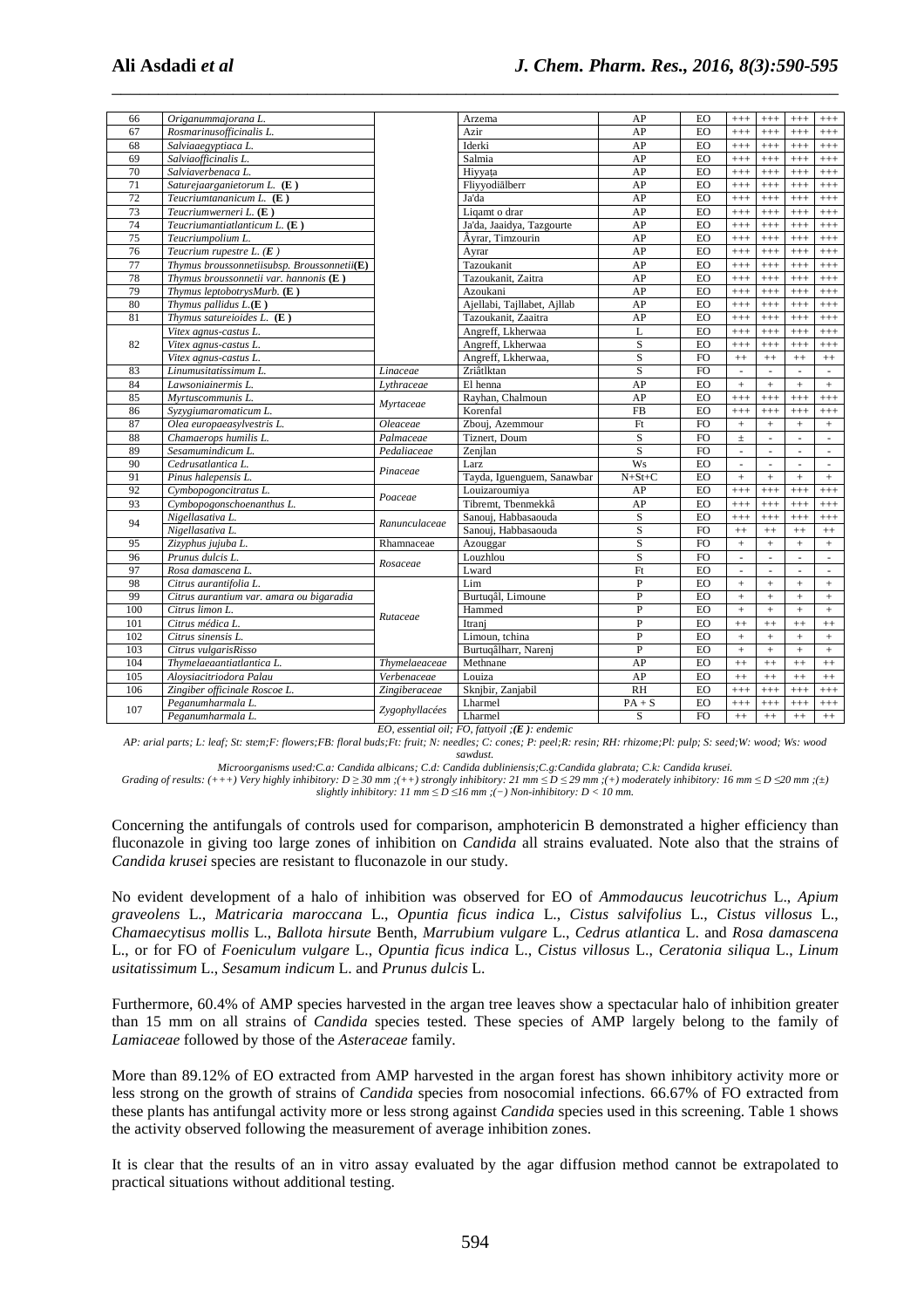| 66 | *Origanummajorana L.* | | Arzema | AP | EO | +++ | +++ | +++ | +++ |
|---|---|---|---|---|---|---|---|---|---|
| 67 | *Rosmarinusofficinalis L.* | | Azir | AP | EO | +++ | +++ | +++ | +++ |
| 68 | *Salviaaegyptiaca L.* | | Iderki | AP | EO | +++ | +++ | +++ | +++ |
| 69 | *Salviaofficinalis L.* | | Salmia | AP | EO | +++ | +++ | +++ | +++ |
| 70 | *Salviaverbenaca L.* | | Hiyyaṭa | AP | EO | +++ | +++ | +++ | +++ |
| 71 | *Saturejaarganietorum L.* **(E)** | | Fliyyodiālberr | AP | EO | +++ | +++ | +++ | +++ |
| 72 | *Teucriumtananicum L.* **(E)** | | Ja'da | AP | EO | +++ | +++ | +++ | +++ |
| 73 | *Teucriumwerneri L.* **(E)** | | Liqamt o drar | AP | EO | +++ | +++ | +++ | +++ |
| 74 | *Teucriumantiatlanticum L.* **(E)** | | Ja'da, Jaaidya, Tazgourte | AP | EO | +++ | +++ | +++ | +++ |
| 75 | *Teucriumpolium L.* | | Âyrar, Timzourin | AP | EO | +++ | +++ | +++ | +++ |
| 76 | *Teucrium rupestre L.* ***(E)*** | | Ayrar | AP | EO | +++ | +++ | +++ | +++ |
| 77 | *Thymus broussonnetiisubsp. Broussonnetii***(E)** | | Tazoukanit | AP | EO | +++ | +++ | +++ | +++ |
| 78 | *Thymus broussonnetii var. hannonis* **(E)** | | Tazoukanit, Zaitra | AP | EO | +++ | +++ | +++ | +++ |
| 79 | *Thymus leptobotrysMurb.* **(E)** | | Azoukani | AP | EO | +++ | +++ | +++ | +++ |
| 80 | *Thymus pallidus L.***(E)** | | Ajellabi, Tajllabet, Ajllab | AP | EO | +++ | +++ | +++ | +++ |
| 81 | *Thymus satureioides L.* **(E)** | | Tazoukanit, Zaaitra | AP | EO | +++ | +++ | +++ | +++ |
| | *Vitex agnus-castus L.* | | Angreff, Lkherwaa | L | EO | +++ | +++ | +++ | +++ |
| 82 | *Vitex agnus-castus L.* | | Angreff, Lkherwaa | S | EO | +++ | +++ | +++ | +++ |
| | *Vitex agnus-castus L.* | | Angreff, Lkherwaa, | S | FO | ++ | ++ | ++ | ++ |
| 83 | *Linumusitatissimum L.* | *Linaceae* | Zriâtlktan | S | FO | - | - | - | - |
| 84 | *Lawsoniainermis L.* | *Lythraceae* | El henna | AP | EO | + | + | + | + |
| 85 | *Myrtuscommunis L.* | *Myrtaceae* | Rayhan, Chalmoun | AP | EO | +++ | +++ | +++ | +++ |
| 86 | *Syzygiumaromaticum L.* | | Korenfal | FB | EO | +++ | +++ | +++ | +++ |
| 87 | *Olea europaeasylvestris L.* | *Oleaceae* | Zbouj, Azemmour | Ft | FO | + | + | + | + |
| 88 | *Chamaerops humilis L.* | *Palmaceae* | Tiznert, Doum | S | FO | ± | - | - | - |
| 89 | *Sesamumindicum L.* | *Pedaliaceae* | Zenjlan | S | FO | - | - | - | - |
| 90 | *Cedrusatlantica L.* | *Pinaceae* | Larz | Ws | EO | - | - | - | - |
| 91 | *Pinus halepensis L.* | | Tayda, Iguenguem, Sanawbar | N+St+C | EO | + | + | + | + |
| 92 | *Cymbopogoncitratus L.* | *Poaceae* | Louizaroumiya | AP | EO | +++ | +++ | +++ | +++ |
| 93 | *Cymbopogonschoenanthus L.* | | Tibremt, Tbenmekkâ | AP | EO | +++ | +++ | +++ | +++ |
| 94 | *Nigellasativa L.* | *Ranunculaceae* | Sanouj, Habbasaouda | S | EO | +++ | +++ | +++ | +++ |
| | *Nigellasativa L.* | | Sanouj, Habbasaouda | S | FO | ++ | ++ | ++ | ++ |
| 95 | *Zizyphus jujuba L.* | Rhamnaceae | Azouggar | S | FO | + | + | + | + |
| 96 | *Prunus dulcis L.* | *Rosaceae* | Louzhlou | S | FO | - | - | - | - |
| 97 | *Rosa damascena L.* | | Lward | Ft | EO | - | - | - | - |
| 98 | *Citrus aurantifolia L.* | *Rutaceae* | Lim | P | EO | + | + | + | + |
| 99 | *Citrus aurantium var. amara ou bigaradia* | | Burtuqâl, Limoune | P | EO | + | + | + | + |
| 100 | *Citrus limon L.* | | Hammed | P | EO | + | + | + | + |
| 101 | *Citrus médica L.* | | Itranj | P | EO | ++ | ++ | ++ | ++ |
| 102 | *Citrus sinensis L.* | | Limoun, tchina | P | EO | + | + | + | + |
| 103 | *Citrus vulgarisRisso* | | Burtuqâlharr, Narenj | P | EO | + | + | + | + |
| 104 | *Thymelaeaantiatlantica L.* | *Thymelaeaceae* | Methnane | AP | EO | ++ | ++ | ++ | ++ |
| 105 | *Aloysiacitriodora Palau* | *Verbenaceae* | Louiza | AP | EO | ++ | ++ | ++ | ++ |
| 106 | *Zingiber officinale Roscoe L.* | *Zingiberaceae* | Sknjbir, Zanjabil | RH | EO | +++ | +++ | +++ | +++ |
| 107 | *Peganumharmala L.* | *Zygophyllacées* | Lharmel | PA + S | EO | +++ | +++ | +++ | +++ |
| | *Peganumharmala L.* | | Lharmel | S | FO | ++ | ++ | ++ | ++ |

*EO, essential oil; FO, fattyoil ;(E ): endemic*

*AP: arial parts; L: leaf; St: stem;F: flowers;FB: floral buds;Ft: fruit; N: needles; C: cones; P: peel;R: resin; RH: rhizome;Pl: pulp; S: seed;W: wood; Ws: wood sawdust.*

*Microorganisms used:C.a: Candida albicans; C.d: Candida dubliniensis;C.g:Candida glabrata; C.k: Candida kruse*i.

*Grading of results: (+++) Very highly inhibitory: D ≥ 30 mm ;(++) strongly inhibitory: 21 mm ≤ D ≤ 29 mm ;(+) moderately inhibitory: 16 mm ≤ D ≤20 mm ;(±) slightly inhibitory: 11 mm ≤ D ≤16 mm ;(−) Non-inhibitory: D < 10 mm.*

Concerning the antifungals of controls used for comparison, amphotericin B demonstrated a higher efficiency than fluconazole in giving too large zones of inhibition on *Candida* all strains evaluated. Note also that the strains of *Candida krusei* species are resistant to fluconazole in our study.

No evident development of a halo of inhibition was observed for EO of *Ammodaucus leucotrichus* L., *Apium graveolens* L., *Matricaria maroccana* L., *Opuntia ficus indica* L., *Cistus salvifolius* L., *Cistus villosus* L., *Chamaecytisus mollis* L., *Ballota hirsute* Benth, *Marrubium vulgare* L., *Cedrus atlantica* L. and *Rosa damascena* L., or for FO of *Foeniculum vulgare* L., *Opuntia ficus indica* L., *Cistus villosus* L., *Ceratonia siliqua* L., *Linum usitatissimum* L., *Sesamum indicum* L. and *Prunus dulcis* L.

Furthermore, 60.4% of AMP species harvested in the argan tree leaves show a spectacular halo of inhibition greater than 15 mm on all strains of *Candida* species tested. These species of AMP largely belong to the family of *Lamiaceae* followed by those of the *Asteraceae* family.

More than 89.12% of EO extracted from AMP harvested in the argan forest has shown inhibitory activity more or less strong on the growth of strains of *Candida* species from nosocomial infections. 66.67% of FO extracted from these plants has antifungal activity more or less strong against *Candida* species used in this screening. Table 1 shows the activity observed following the measurement of average inhibition zones.

It is clear that the results of an in vitro assay evaluated by the agar diffusion method cannot be extrapolated to practical situations without additional testing.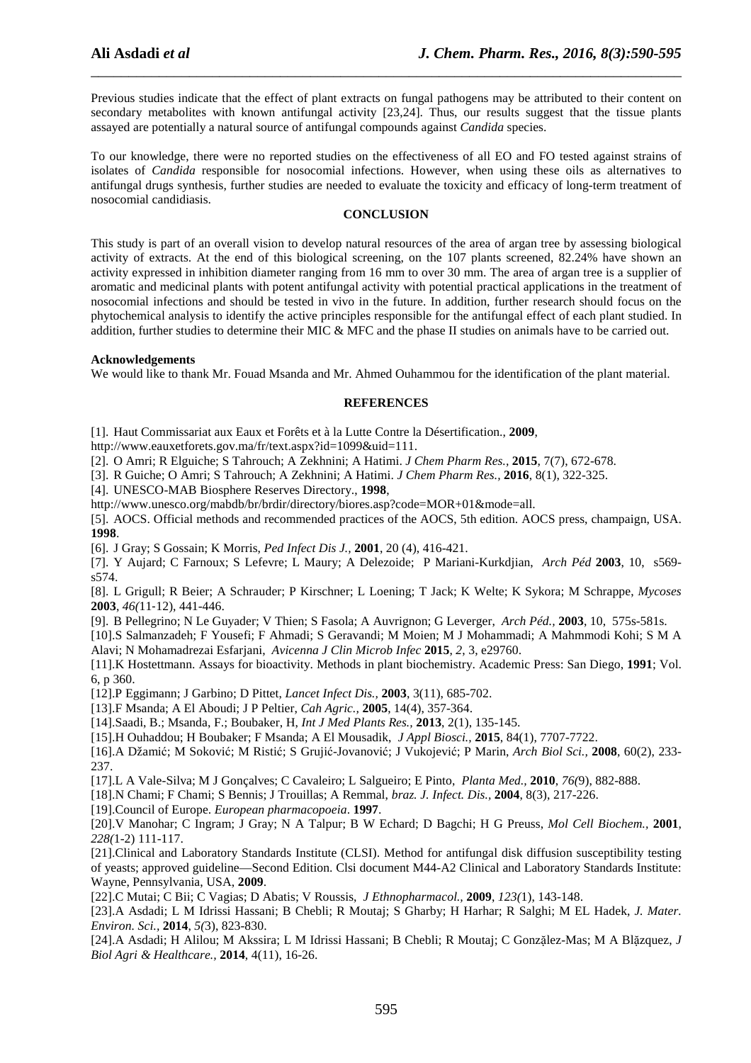Previous studies indicate that the effect of plant extracts on fungal pathogens may be attributed to their content on secondary metabolites with known antifungal activity [23,24]. Thus, our results suggest that the tissue plants assayed are potentially a natural source of antifungal compounds against *Candida* species.

To our knowledge, there were no reported studies on the effectiveness of all EO and FO tested against strains of isolates of *Candida* responsible for nosocomial infections. However, when using these oils as alternatives to antifungal drugs synthesis, further studies are needed to evaluate the toxicity and efficacy of long-term treatment of nosocomial candidiasis.

## CONCLUSION

This study is part of an overall vision to develop natural resources of the area of argan tree by assessing biological activity of extracts. At the end of this biological screening, on the 107 plants screened, 82.24% have shown an activity expressed in inhibition diameter ranging from 16 mm to over 30 mm. The area of argan tree is a supplier of aromatic and medicinal plants with potent antifungal activity with potential practical applications in the treatment of nosocomial infections and should be tested in vivo in the future. In addition, further research should focus on the phytochemical analysis to identify the active principles responsible for the antifungal effect of each plant studied. In addition, further studies to determine their MIC & MFC and the phase II studies on animals have to be carried out.

**Acknowledgements**

We would like to thank Mr. Fouad Msanda and Mr. Ahmed Ouhammou for the identification of the plant material.

## REFERENCES

[1]. Haut Commissariat aux Eaux et Forêts et à la Lutte Contre la Désertification., **2009**, http://www.eauxetforets.gov.ma/fr/text.aspx?id=1099&uid=111.

[2]. O Amri; R Elguiche; S Tahrouch; A Zekhnini; A Hatimi. *J Chem Pharm Res.,* **2015**, 7(7), 672-678.

[3]. R Guiche; O Amri; S Tahrouch; A Zekhnini; A Hatimi. *J Chem Pharm Res.,* **2016**, 8(1), 322-325.

[4]. UNESCO-MAB Biosphere Reserves Directory., **1998**, http://www.unesco.org/mabdb/br/brdir/directory/biores.asp?code=MOR+01&mode=all.

[5]. AOCS. Official methods and recommended practices of the AOCS, 5th edition. AOCS press, champaign, USA. **1998**.

[6]. J Gray; S Gossain; K Morris, *Ped Infect Dis J.,* **2001**, 20 (4), 416-421.

[7]. Y Aujard; C Farnoux; S Lefevre; L Maury; A Delezoide; P Mariani-Kurkdjian, *Arch Péd* **2003**, 10, s569-s574.

[8]. L Grigull; R Beier; A Schrauder; P Kirschner; L Loening; T Jack; K Welte; K Sykora; M Schrappe, *Mycoses* **2003**, *46(*11-12), 441-446.

[9]. B Pellegrino; N Le Guyader; V Thien; S Fasola; A Auvrignon; G Leverger, *Arch Péd.,* **2003**, 10, 575s-581s.

[10].S Salmanzadeh; F Yousefi; F Ahmadi; S Geravandi; M Moien; M J Mohammadi; A Mahmmodi Kohi; S M A Alavi; N Mohamadrezai Esfarjani, *Avicenna J Clin Microb Infec* **2015**, *2*, 3, e29760.

[11].K Hostettmann. Assays for bioactivity. Methods in plant biochemistry. Academic Press: San Diego, **1991**; Vol. 6, p 360.

[12].P Eggimann; J Garbino; D Pittet, *Lancet Infect Dis.,* **2003**, 3(11), 685-702.

[13].F Msanda; A El Aboudi; J P Peltier, *Cah Agric.,* **2005**, 14(4), 357-364.

[14].Saadi, B.; Msanda, F.; Boubaker, H, *Int J Med Plants Res.,* **2013**, 2(1), 135-145.

[15].H Ouhaddou; H Boubaker; F Msanda; A El Mousadik, *J Appl Biosci.,* **2015**, 84(1), 7707-7722.

[16].A Džamić; M Soković; M Ristić; S Grujić-Jovanović; J Vukojević; P Marin, *Arch Biol Sci.,* **2008**, 60(2), 233-237.

[17].L A Vale-Silva; M J Gonçalves; C Cavaleiro; L Salgueiro; E Pinto, *Planta Med.,* **2010**, *76(*9), 882-888.

[18].N Chami; F Chami; S Bennis; J Trouillas; A Remmal, *braz. J. Infect. Dis.,* **2004**, 8(3), 217-226.

[19].Council of Europe. *European pharmacopoeia*. **1997**.

[20].V Manohar; C Ingram; J Gray; N A Talpur; B W Echard; D Bagchi; H G Preuss, *Mol Cell Biochem.,* **2001**, *228(*1-2) 111-117.

[21].Clinical and Laboratory Standards Institute (CLSI). Method for antifungal disk diffusion susceptibility testing of yeasts; approved guideline—Second Edition. Clsi document M44-A2 Clinical and Laboratory Standards Institute: Wayne, Pennsylvania, USA, **2009**.

[22].C Mutai; C Bii; C Vagias; D Abatis; V Roussis, *J Ethnopharmacol.,* **2009**, *123(*1), 143-148.

[23].A Asdadi; L M Idrissi Hassani; B Chebli; R Moutaj; S Gharby; H Harhar; R Salghi; M EL Hadek, *J. Mater. Environ. Sci.,* **2014**, *5(*3), 823-830.

[24].A Asdadi; H Alilou; M Akssira; L M Idrissi Hassani; B Chebli; R Moutaj; C Gonzậlez-Mas; M A Blậzquez, *J Biol Agri & Healthcare.,* **2014**, 4(11), 16-26.